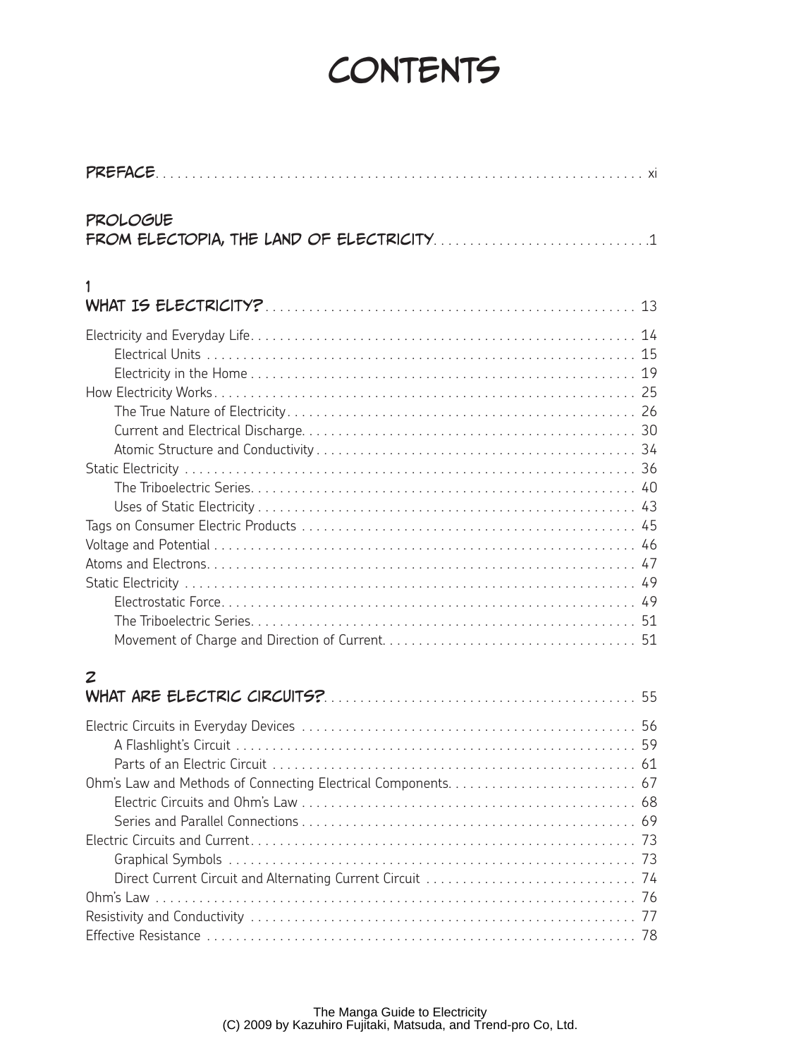# CONTENTS

**PREFACE** . . . . . xi

**PROLOGUE**
**FROM ELECTOPIA, THE LAND OF ELECTRICITY** . . . . . 1

**1**
**WHAT IS ELECTRICITY?** . . . . . 13

Electricity and Everyday Life . . . . . 14
- Electrical Units . . . . . 15
- Electricity in the Home . . . . . 19

How Electricity Works . . . . . 25
- The True Nature of Electricity . . . . . 26
- Current and Electrical Discharge . . . . . 30
- Atomic Structure and Conductivity . . . . . 34

Static Electricity . . . . . 36
- The Triboelectric Series . . . . . 40
- Uses of Static Electricity . . . . . 43

Tags on Consumer Electric Products . . . . . 45
Voltage and Potential . . . . . 46
Atoms and Electrons . . . . . 47
Static Electricity . . . . . 49
- Electrostatic Force . . . . . 49
- The Triboelectric Series . . . . . 51
- Movement of Charge and Direction of Current . . . . . 51

**2**
**WHAT ARE ELECTRIC CIRCUITS?** . . . . . 55

Electric Circuits in Everyday Devices . . . . . 56
- A Flashlight's Circuit . . . . . 59
- Parts of an Electric Circuit . . . . . 61

Ohm's Law and Methods of Connecting Electrical Components . . . . . 67
- Electric Circuits and Ohm's Law . . . . . 68
- Series and Parallel Connections . . . . . 69

Electric Circuits and Current . . . . . 73
- Graphical Symbols . . . . . 73
- Direct Current Circuit and Alternating Current Circuit . . . . . 74

Ohm's Law . . . . . 76
Resistivity and Conductivity . . . . . 77
Effective Resistance . . . . . 78

The Manga Guide to Electricity
(C) 2009 by Kazuhiro Fujitaki, Matsuda, and Trend-pro Co, Ltd.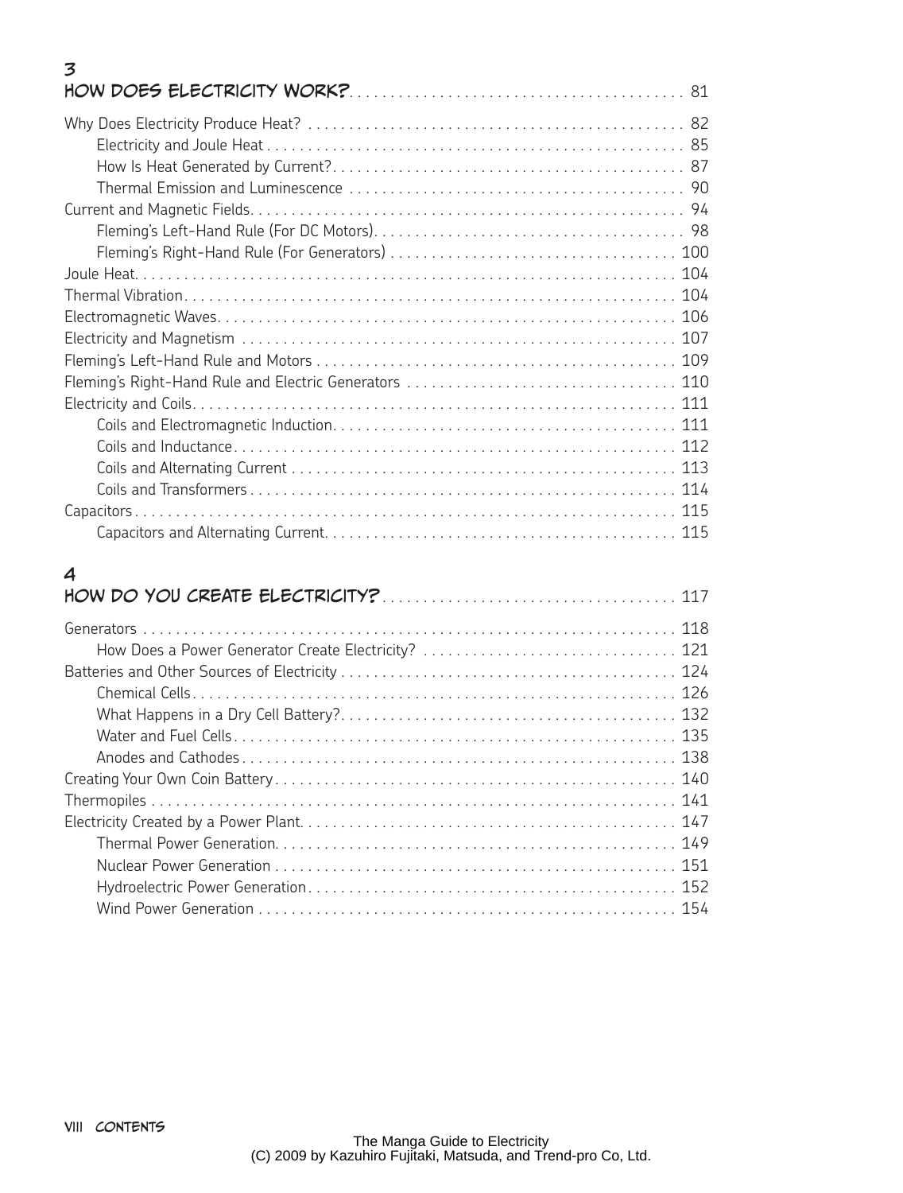## 3
## How Does Electricity Work? . . . . . 81

- Why Does Electricity Produce Heat? . . . . . 82
  - Electricity and Joule Heat . . . . . 85
  - How Is Heat Generated by Current? . . . . . 87
  - Thermal Emission and Luminescence . . . . . 90
- Current and Magnetic Fields . . . . . 94
  - Fleming's Left-Hand Rule (For DC Motors) . . . . . 98
  - Fleming's Right-Hand Rule (For Generators) . . . . . 100
- Joule Heat . . . . . 104
- Thermal Vibration . . . . . 104
- Electromagnetic Waves . . . . . 106
- Electricity and Magnetism . . . . . 107
- Fleming's Left-Hand Rule and Motors . . . . . 109
- Fleming's Right-Hand Rule and Electric Generators . . . . . 110
- Electricity and Coils . . . . . 111
  - Coils and Electromagnetic Induction . . . . . 111
  - Coils and Inductance . . . . . 112
  - Coils and Alternating Current . . . . . 113
  - Coils and Transformers . . . . . 114
- Capacitors . . . . . 115
  - Capacitors and Alternating Current . . . . . 115

## 4
## How Do You Create Electricity? . . . . . 117

- Generators . . . . . 118
  - How Does a Power Generator Create Electricity? . . . . . 121
- Batteries and Other Sources of Electricity . . . . . 124
  - Chemical Cells . . . . . 126
  - What Happens in a Dry Cell Battery? . . . . . 132
  - Water and Fuel Cells . . . . . 135
  - Anodes and Cathodes . . . . . 138
- Creating Your Own Coin Battery . . . . . 140
- Thermopiles . . . . . 141
- Electricity Created by a Power Plant . . . . . 147
  - Thermal Power Generation . . . . . 149
  - Nuclear Power Generation . . . . . 151
  - Hydroelectric Power Generation . . . . . 152
  - Wind Power Generation . . . . . 154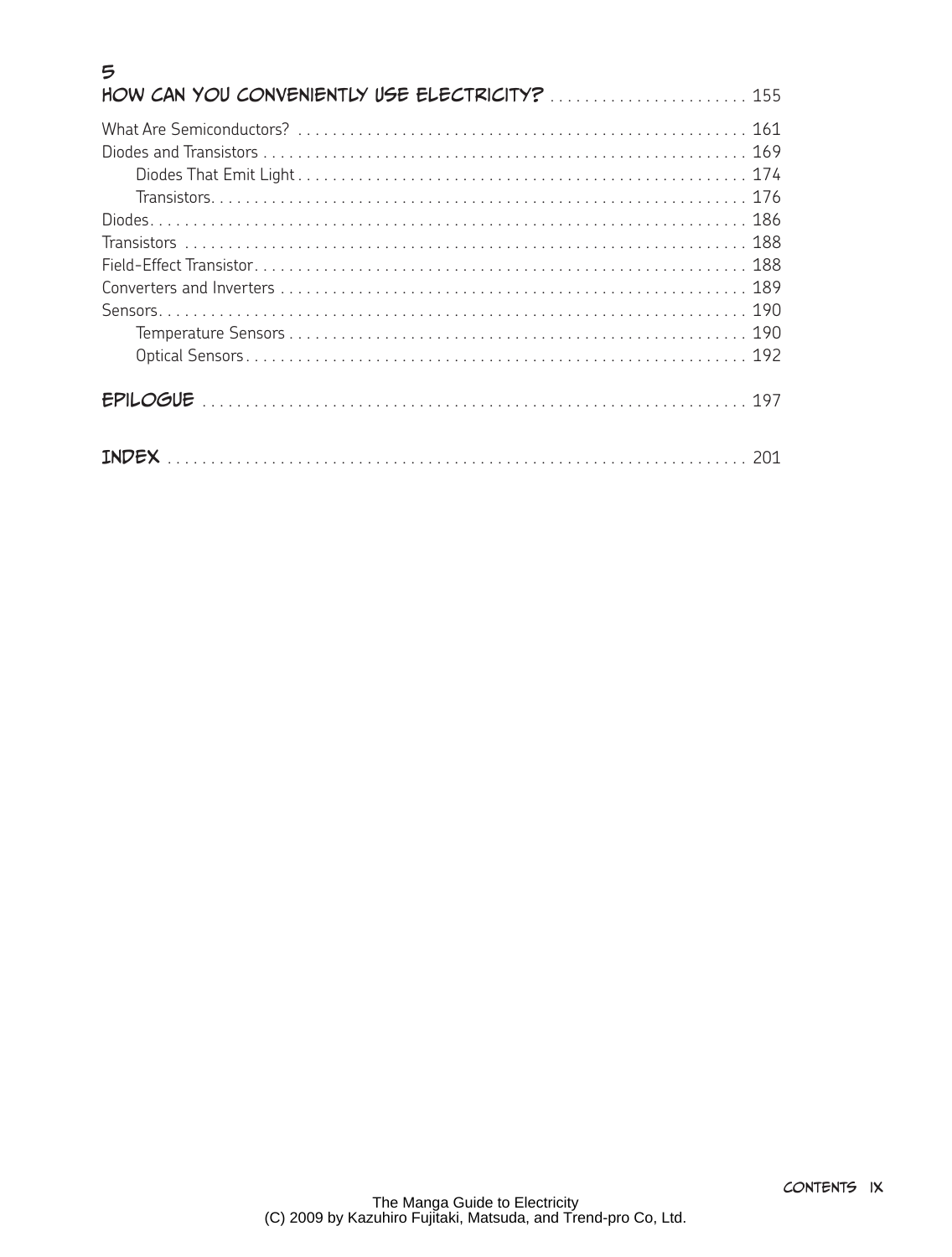## 5 HOW CAN YOU CONVENIENTLY USE ELECTRICITY? . . . . . . . . . . 155

What Are Semiconductors? . . . . . . . . . . 161
Diodes and Transistors . . . . . . . . . . 169
  Diodes That Emit Light . . . . . . . . . . 174
  Transistors . . . . . . . . . . 176
Diodes . . . . . . . . . . 186
Transistors . . . . . . . . . . 188
Field-Effect Transistor . . . . . . . . . . 188
Converters and Inverters . . . . . . . . . . 189
Sensors . . . . . . . . . . 190
  Temperature Sensors . . . . . . . . . . 190
  Optical Sensors . . . . . . . . . . 192

## EPILOGUE . . . . . . . . . . 197

## INDEX . . . . . . . . . . 201

The Manga Guide to Electricity
(C) 2009 by Kazuhiro Fujitaki, Matsuda, and Trend-pro Co, Ltd.